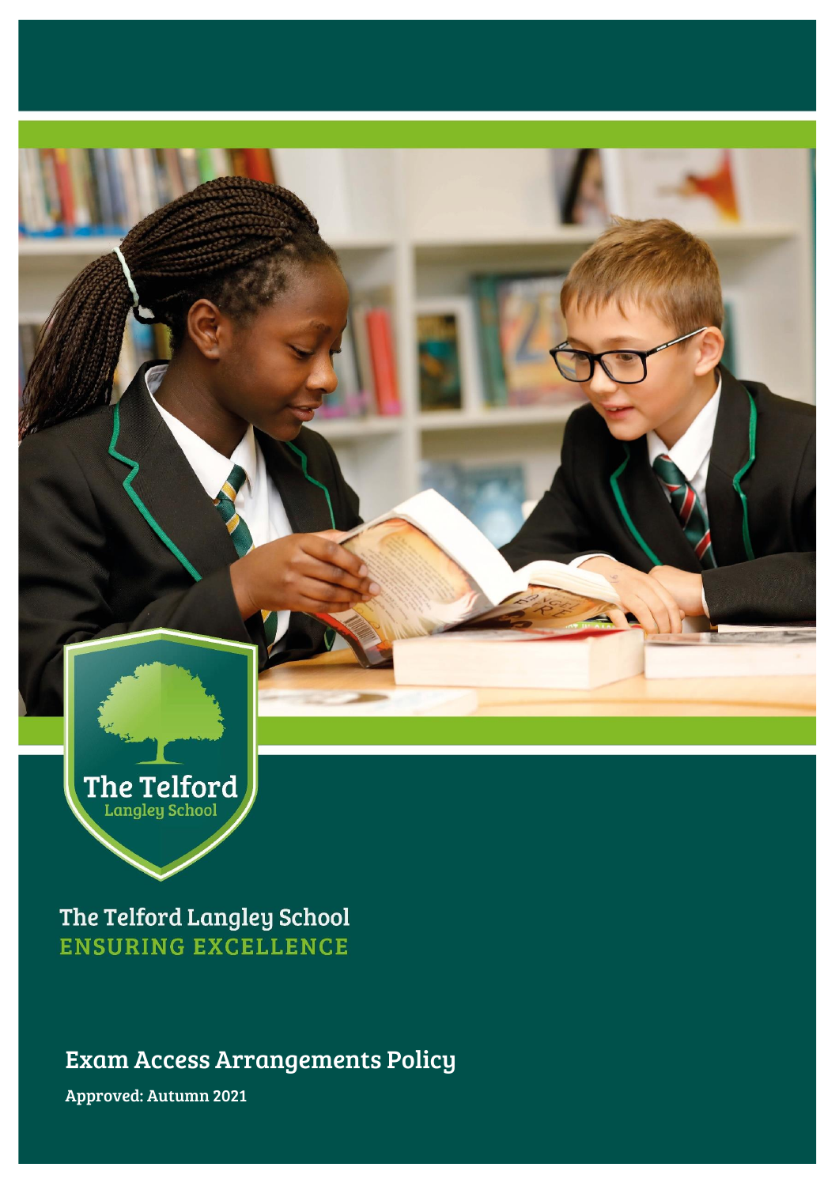The Telford Langley School

# The Telford Langley School
ENSURING EXCELLENCE

## Exam Access Arrangements Policy

**Approved: Autumn 2021**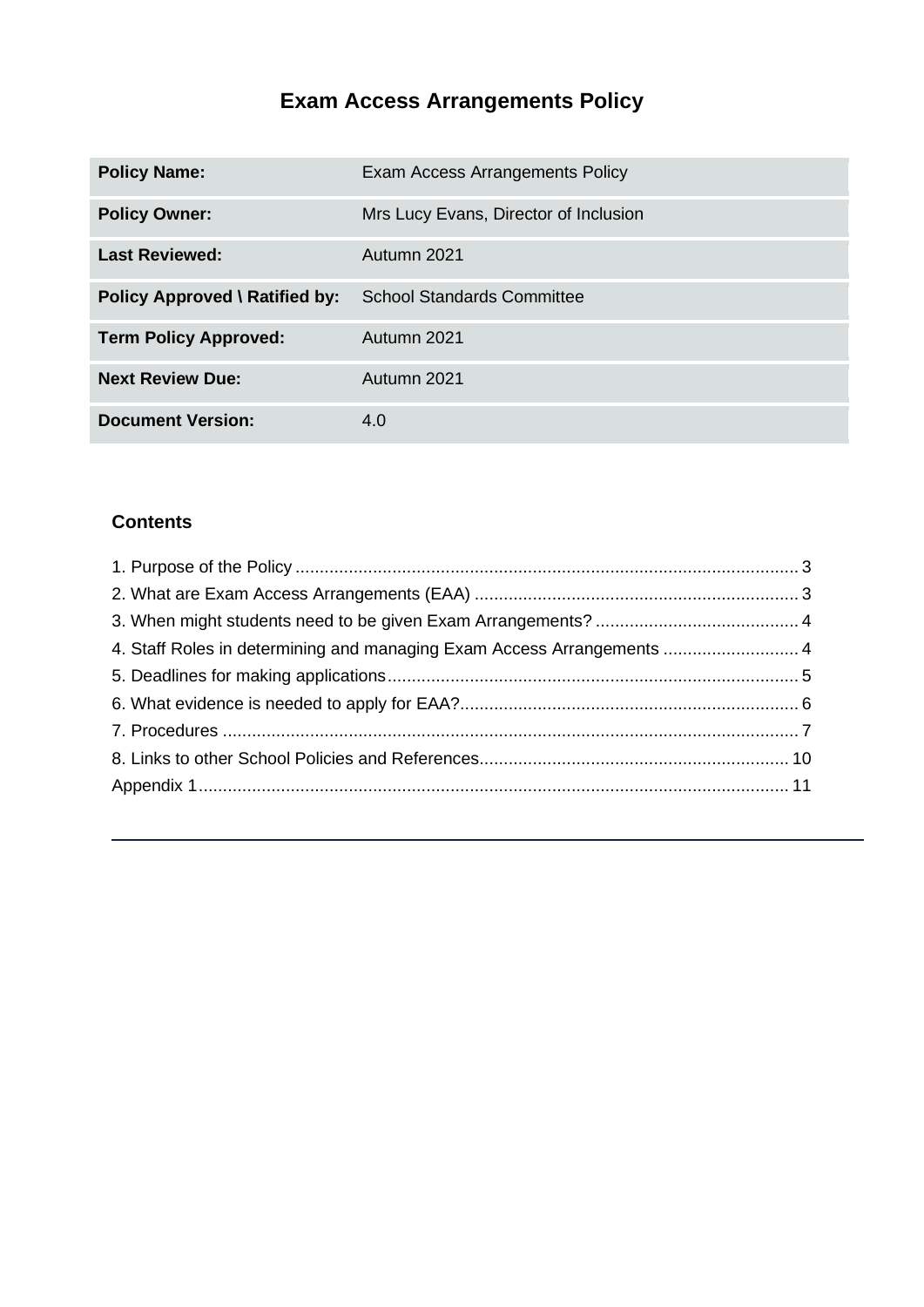# Exam Access Arrangements Policy

| | |
|---|---|
| **Policy Name:** | Exam Access Arrangements Policy |
| **Policy Owner:** | Mrs Lucy Evans, Director of Inclusion |
| **Last Reviewed:** | Autumn 2021 |
| **Policy Approved \ Ratified by:** | School Standards Committee |
| **Term Policy Approved:** | Autumn 2021 |
| **Next Review Due:** | Autumn 2021 |
| **Document Version:** | 4.0 |

## Contents

1. Purpose of the Policy ........ 3
2. What are Exam Access Arrangements (EAA) ........ 3
3. When might students need to be given Exam Arrangements? ........ 4
4. Staff Roles in determining and managing Exam Access Arrangements ........ 4
5. Deadlines for making applications ........ 5
6. What evidence is needed to apply for EAA? ........ 6
7. Procedures ........ 7
8. Links to other School Policies and References ........ 10

Appendix 1 ........ 11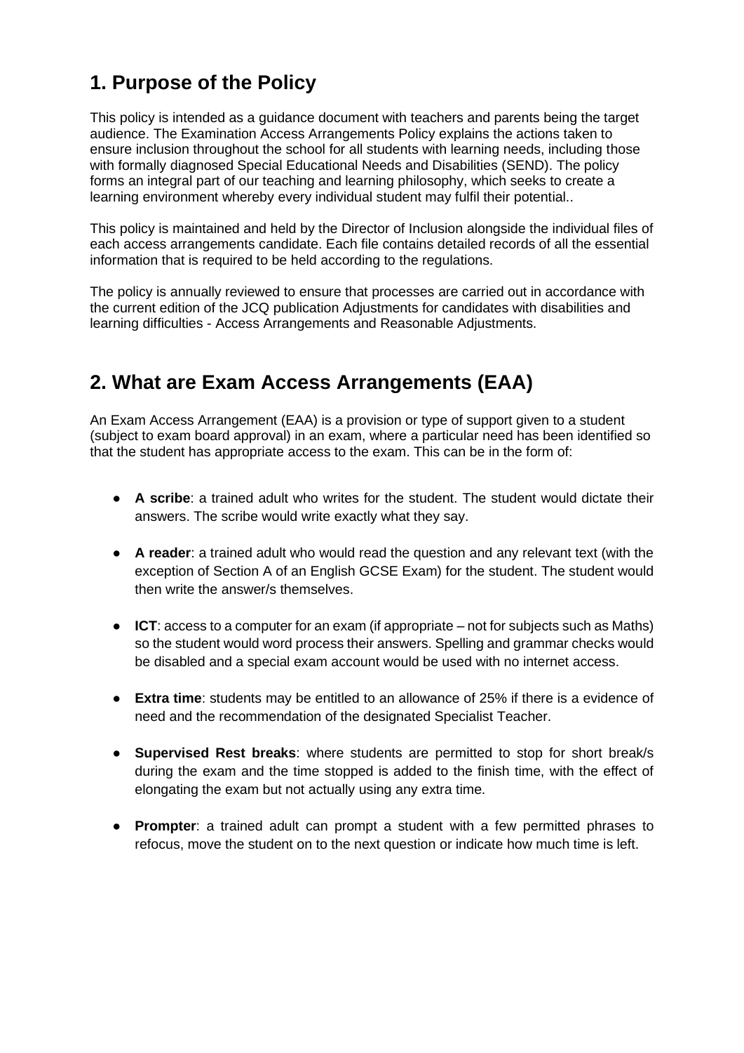## 1. Purpose of the Policy

This policy is intended as a guidance document with teachers and parents being the target audience. The Examination Access Arrangements Policy explains the actions taken to ensure inclusion throughout the school for all students with learning needs, including those with formally diagnosed Special Educational Needs and Disabilities (SEND). The policy forms an integral part of our teaching and learning philosophy, which seeks to create a learning environment whereby every individual student may fulfil their potential..

This policy is maintained and held by the Director of Inclusion alongside the individual files of each access arrangements candidate. Each file contains detailed records of all the essential information that is required to be held according to the regulations.

The policy is annually reviewed to ensure that processes are carried out in accordance with the current edition of the JCQ publication Adjustments for candidates with disabilities and learning difficulties - Access Arrangements and Reasonable Adjustments.

## 2. What are Exam Access Arrangements (EAA)

An Exam Access Arrangement (EAA) is a provision or type of support given to a student (subject to exam board approval) in an exam, where a particular need has been identified so that the student has appropriate access to the exam. This can be in the form of:

- **A scribe**: a trained adult who writes for the student. The student would dictate their answers. The scribe would write exactly what they say.
- **A reader**: a trained adult who would read the question and any relevant text (with the exception of Section A of an English GCSE Exam) for the student. The student would then write the answer/s themselves.
- **ICT**: access to a computer for an exam (if appropriate – not for subjects such as Maths) so the student would word process their answers. Spelling and grammar checks would be disabled and a special exam account would be used with no internet access.
- **Extra time**: students may be entitled to an allowance of 25% if there is a evidence of need and the recommendation of the designated Specialist Teacher.
- **Supervised Rest breaks**: where students are permitted to stop for short break/s during the exam and the time stopped is added to the finish time, with the effect of elongating the exam but not actually using any extra time.
- **Prompter**: a trained adult can prompt a student with a few permitted phrases to refocus, move the student on to the next question or indicate how much time is left.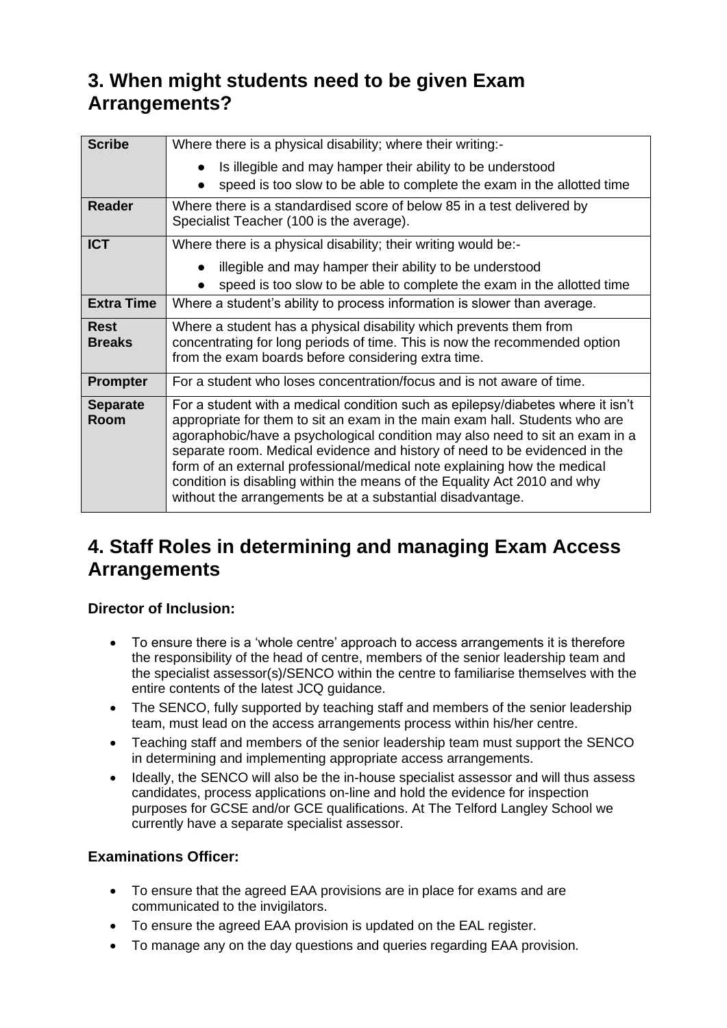## 3. When might students need to be given Exam Arrangements?

| | |
|---|---|
| **Scribe** | Where there is a physical disability; where their writing:-<br>● Is illegible and may hamper their ability to be understood<br>● speed is too slow to be able to complete the exam in the allotted time |
| **Reader** | Where there is a standardised score of below 85 in a test delivered by Specialist Teacher (100 is the average). |
| **ICT** | Where there is a physical disability; their writing would be:-<br>● illegible and may hamper their ability to be understood<br>● speed is too slow to be able to complete the exam in the allotted time |
| **Extra Time** | Where a student's ability to process information is slower than average. |
| **Rest Breaks** | Where a student has a physical disability which prevents them from concentrating for long periods of time. This is now the recommended option from the exam boards before considering extra time. |
| **Prompter** | For a student who loses concentration/focus and is not aware of time. |
| **Separate Room** | For a student with a medical condition such as epilepsy/diabetes where it isn't appropriate for them to sit an exam in the main exam hall. Students who are agoraphobic/have a psychological condition may also need to sit an exam in a separate room. Medical evidence and history of need to be evidenced in the form of an external professional/medical note explaining how the medical condition is disabling within the means of the Equality Act 2010 and why without the arrangements be at a substantial disadvantage. |

## 4. Staff Roles in determining and managing Exam Access Arrangements

**Director of Inclusion:**

- To ensure there is a 'whole centre' approach to access arrangements it is therefore the responsibility of the head of centre, members of the senior leadership team and the specialist assessor(s)/SENCO within the centre to familiarise themselves with the entire contents of the latest JCQ guidance.
- The SENCO, fully supported by teaching staff and members of the senior leadership team, must lead on the access arrangements process within his/her centre.
- Teaching staff and members of the senior leadership team must support the SENCO in determining and implementing appropriate access arrangements.
- Ideally, the SENCO will also be the in-house specialist assessor and will thus assess candidates, process applications on-line and hold the evidence for inspection purposes for GCSE and/or GCE qualifications. At The Telford Langley School we currently have a separate specialist assessor.

**Examinations Officer:**

- To ensure that the agreed EAA provisions are in place for exams and are communicated to the invigilators.
- To ensure the agreed EAA provision is updated on the EAL register.
- To manage any on the day questions and queries regarding EAA provision.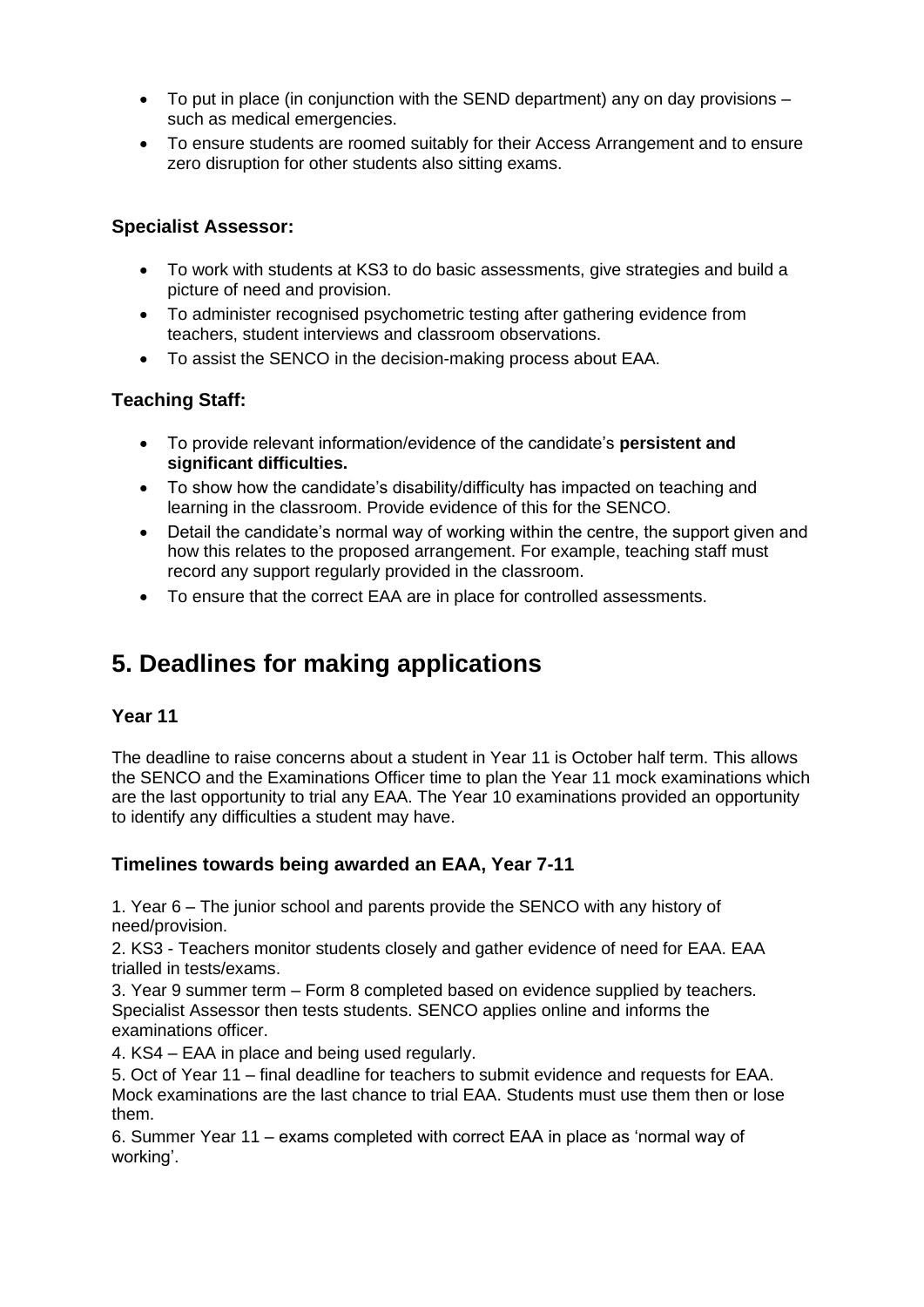- To put in place (in conjunction with the SEND department) any on day provisions – such as medical emergencies.
- To ensure students are roomed suitably for their Access Arrangement and to ensure zero disruption for other students also sitting exams.

### Specialist Assessor:

- To work with students at KS3 to do basic assessments, give strategies and build a picture of need and provision.
- To administer recognised psychometric testing after gathering evidence from teachers, student interviews and classroom observations.
- To assist the SENCO in the decision-making process about EAA.

### Teaching Staff:

- To provide relevant information/evidence of the candidate's **persistent and significant difficulties.**
- To show how the candidate's disability/difficulty has impacted on teaching and learning in the classroom. Provide evidence of this for the SENCO.
- Detail the candidate's normal way of working within the centre, the support given and how this relates to the proposed arrangement. For example, teaching staff must record any support regularly provided in the classroom.
- To ensure that the correct EAA are in place for controlled assessments.

## 5. Deadlines for making applications

### Year 11

The deadline to raise concerns about a student in Year 11 is October half term. This allows the SENCO and the Examinations Officer time to plan the Year 11 mock examinations which are the last opportunity to trial any EAA. The Year 10 examinations provided an opportunity to identify any difficulties a student may have.

### Timelines towards being awarded an EAA, Year 7-11

1. Year 6 – The junior school and parents provide the SENCO with any history of need/provision.
2. KS3 - Teachers monitor students closely and gather evidence of need for EAA. EAA trialled in tests/exams.
3. Year 9 summer term – Form 8 completed based on evidence supplied by teachers. Specialist Assessor then tests students. SENCO applies online and informs the examinations officer.
4. KS4 – EAA in place and being used regularly.
5. Oct of Year 11 – final deadline for teachers to submit evidence and requests for EAA. Mock examinations are the last chance to trial EAA. Students must use them then or lose them.
6. Summer Year 11 – exams completed with correct EAA in place as 'normal way of working'.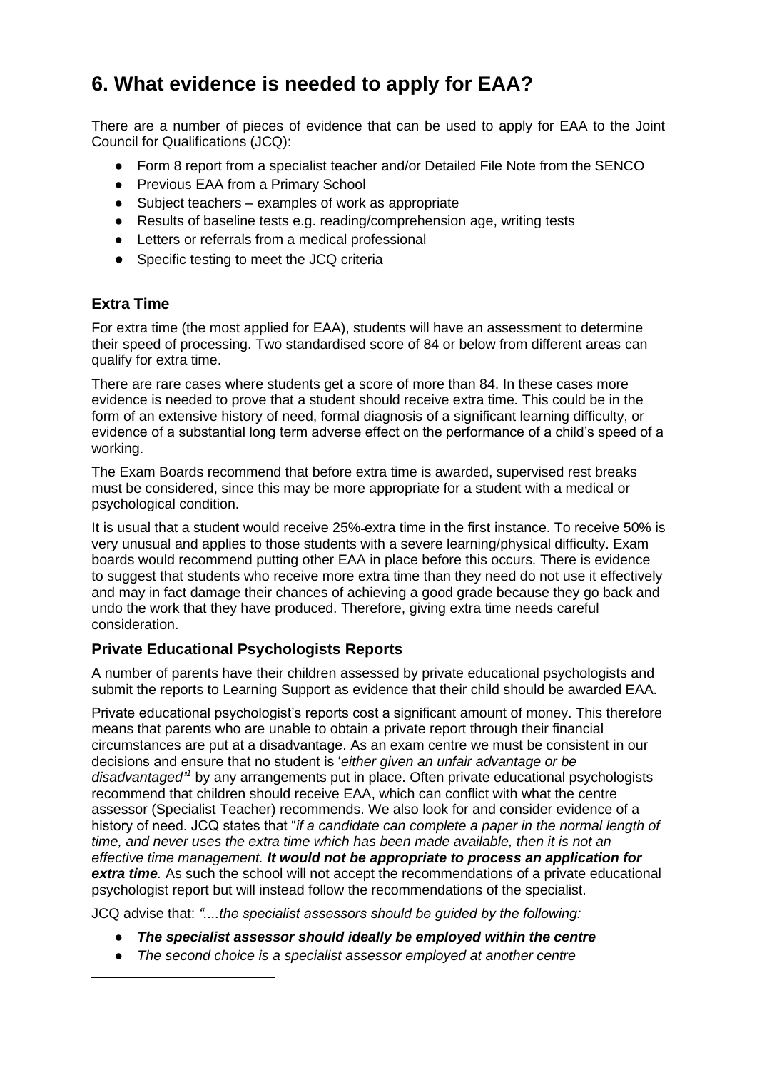## 6. What evidence is needed to apply for EAA?

There are a number of pieces of evidence that can be used to apply for EAA to the Joint Council for Qualifications (JCQ):

- Form 8 report from a specialist teacher and/or Detailed File Note from the SENCO
- Previous EAA from a Primary School
- Subject teachers – examples of work as appropriate
- Results of baseline tests e.g. reading/comprehension age, writing tests
- Letters or referrals from a medical professional
- Specific testing to meet the JCQ criteria

### Extra Time

For extra time (the most applied for EAA), students will have an assessment to determine their speed of processing. Two standardised score of 84 or below from different areas can qualify for extra time.

There are rare cases where students get a score of more than 84. In these cases more evidence is needed to prove that a student should receive extra time. This could be in the form of an extensive history of need, formal diagnosis of a significant learning difficulty, or evidence of a substantial long term adverse effect on the performance of a child's speed of a working.

The Exam Boards recommend that before extra time is awarded, supervised rest breaks must be considered, since this may be more appropriate for a student with a medical or psychological condition.

It is usual that a student would receive 25% extra time in the first instance. To receive 50% is very unusual and applies to those students with a severe learning/physical difficulty. Exam boards would recommend putting other EAA in place before this occurs. There is evidence to suggest that students who receive more extra time than they need do not use it effectively and may in fact damage their chances of achieving a good grade because they go back and undo the work that they have produced. Therefore, giving extra time needs careful consideration.

### Private Educational Psychologists Reports

A number of parents have their children assessed by private educational psychologists and submit the reports to Learning Support as evidence that their child should be awarded EAA.

Private educational psychologist's reports cost a significant amount of money. This therefore means that parents who are unable to obtain a private report through their financial circumstances are put at a disadvantage. As an exam centre we must be consistent in our decisions and ensure that no student is '*either given an unfair advantage or be disadvantaged'*[1] by any arrangements put in place. Often private educational psychologists recommend that children should receive EAA, which can conflict with what the centre assessor (Specialist Teacher) recommends. We also look for and consider evidence of a history of need. JCQ states that "*if a candidate can complete a paper in the normal length of time, and never uses the extra time which has been made available, then it is not an effective time management.* ***It would not be appropriate to process an application for extra time****.* As such the school will not accept the recommendations of a private educational psychologist report but will instead follow the recommendations of the specialist.

JCQ advise that: *"....the specialist assessors should be guided by the following:*

- ***The specialist assessor should ideally be employed within the centre***
- *The second choice is a specialist assessor employed at another centre*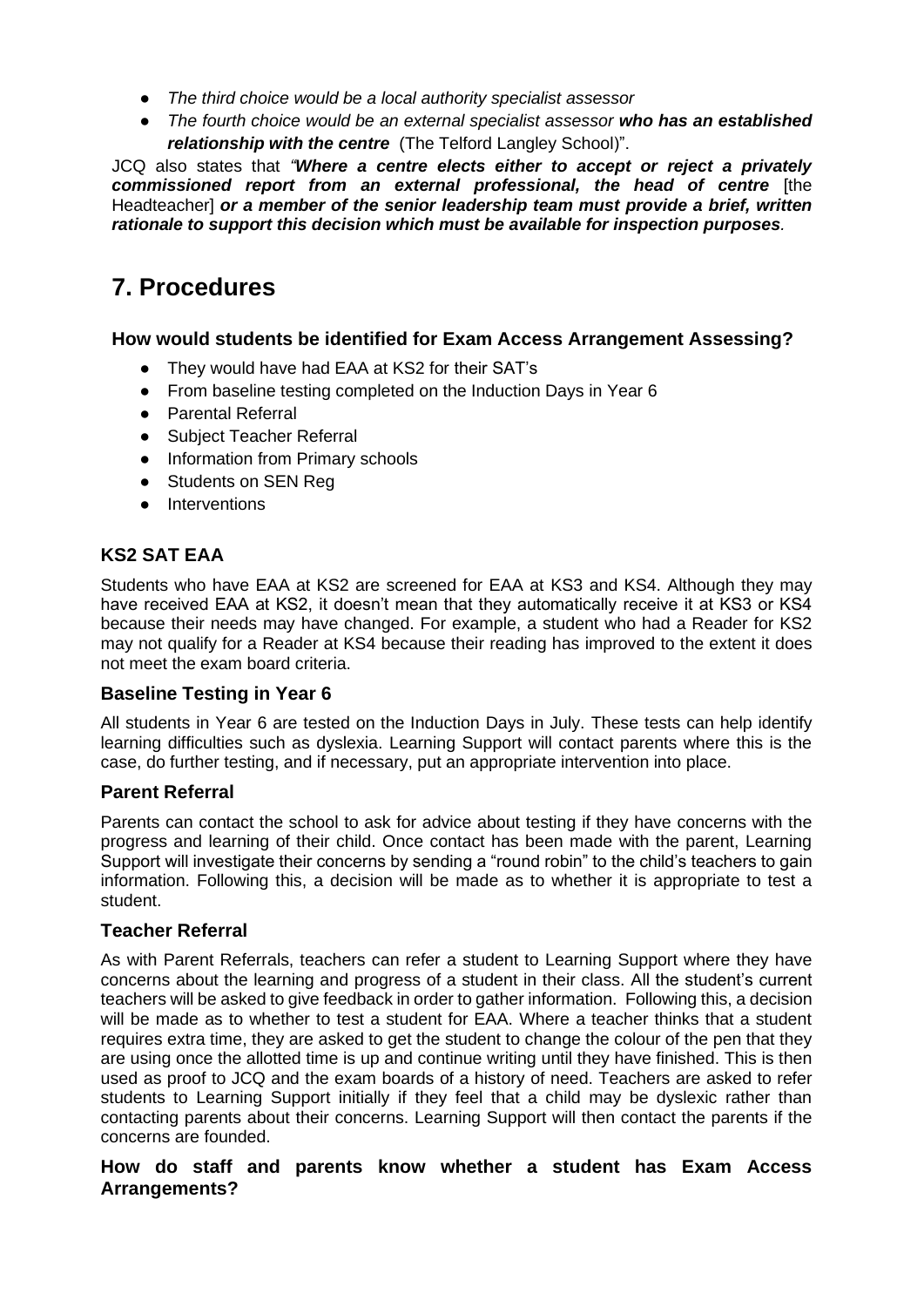- *The third choice would be a local authority specialist assessor*
- *The fourth choice would be an external specialist assessor **who has an established relationship with the centre*** (The Telford Langley School)".

JCQ also states that *"**Where a centre elects either to accept or reject a privately commissioned report from an external professional, the head of centre*** [the Headteacher] ***or a member of the senior leadership team must provide a brief, written rationale to support this decision which must be available for inspection purposes**.*

# 7. Procedures

### How would students be identified for Exam Access Arrangement Assessing?

- They would have had EAA at KS2 for their SAT's
- From baseline testing completed on the Induction Days in Year 6
- Parental Referral
- Subject Teacher Referral
- Information from Primary schools
- Students on SEN Reg
- Interventions

### KS2 SAT EAA

Students who have EAA at KS2 are screened for EAA at KS3 and KS4. Although they may have received EAA at KS2, it doesn't mean that they automatically receive it at KS3 or KS4 because their needs may have changed. For example, a student who had a Reader for KS2 may not qualify for a Reader at KS4 because their reading has improved to the extent it does not meet the exam board criteria.

### Baseline Testing in Year 6

All students in Year 6 are tested on the Induction Days in July. These tests can help identify learning difficulties such as dyslexia. Learning Support will contact parents where this is the case, do further testing, and if necessary, put an appropriate intervention into place.

### Parent Referral

Parents can contact the school to ask for advice about testing if they have concerns with the progress and learning of their child. Once contact has been made with the parent, Learning Support will investigate their concerns by sending a "round robin" to the child's teachers to gain information. Following this, a decision will be made as to whether it is appropriate to test a student.

### Teacher Referral

As with Parent Referrals, teachers can refer a student to Learning Support where they have concerns about the learning and progress of a student in their class. All the student's current teachers will be asked to give feedback in order to gather information. Following this, a decision will be made as to whether to test a student for EAA. Where a teacher thinks that a student requires extra time, they are asked to get the student to change the colour of the pen that they are using once the allotted time is up and continue writing until they have finished. This is then used as proof to JCQ and the exam boards of a history of need. Teachers are asked to refer students to Learning Support initially if they feel that a child may be dyslexic rather than contacting parents about their concerns. Learning Support will then contact the parents if the concerns are founded.

### How do staff and parents know whether a student has Exam Access Arrangements?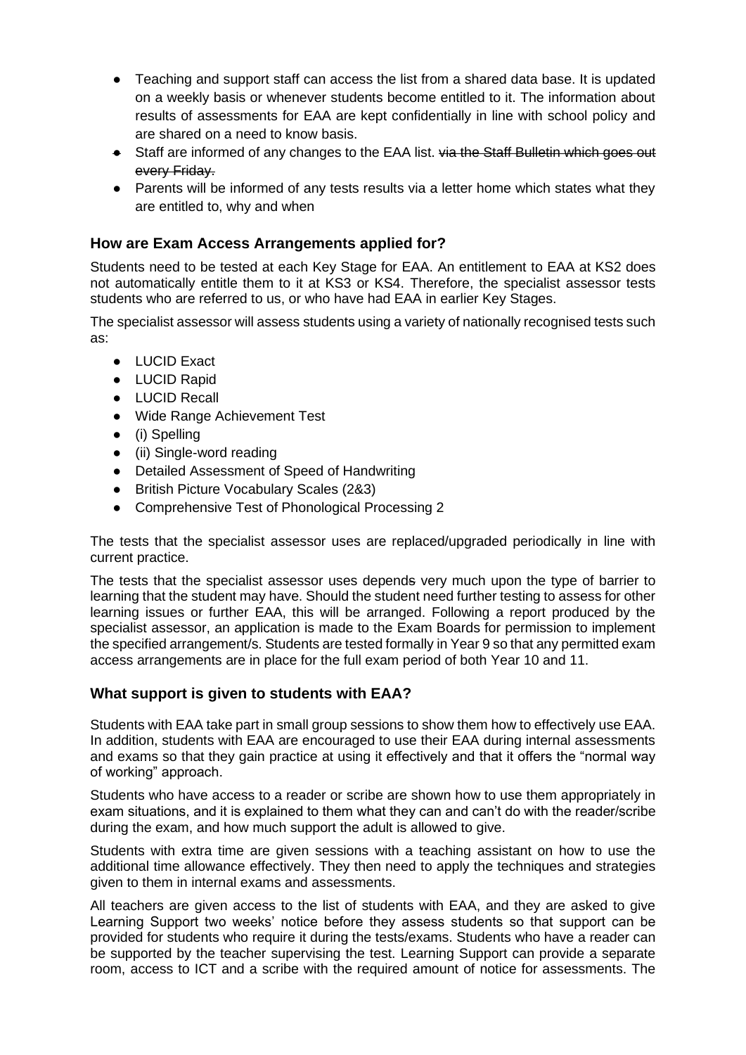- Teaching and support staff can access the list from a shared data base. It is updated on a weekly basis or whenever students become entitled to it. The information about results of assessments for EAA are kept confidentially in line with school policy and are shared on a need to know basis.
- Staff are informed of any changes to the EAA list. ~~via the Staff Bulletin which goes out every Friday.~~
- Parents will be informed of any tests results via a letter home which states what they are entitled to, why and when

### How are Exam Access Arrangements applied for?

Students need to be tested at each Key Stage for EAA. An entitlement to EAA at KS2 does not automatically entitle them to it at KS3 or KS4. Therefore, the specialist assessor tests students who are referred to us, or who have had EAA in earlier Key Stages.

The specialist assessor will assess students using a variety of nationally recognised tests such as:

- LUCID Exact
- LUCID Rapid
- LUCID Recall
- Wide Range Achievement Test
- (i) Spelling
- (ii) Single-word reading
- Detailed Assessment of Speed of Handwriting
- British Picture Vocabulary Scales (2&3)
- Comprehensive Test of Phonological Processing 2

The tests that the specialist assessor uses are replaced/upgraded periodically in line with current practice.

The tests that the specialist assessor uses depend~~s~~ very much upon the type of barrier to learning that the student may have. Should the student need further testing to assess for other learning issues or further EAA, this will be arranged. Following a report produced by the specialist assessor, an application is made to the Exam Boards for permission to implement the specified arrangement/s. Students are tested formally in Year 9 so that any permitted exam access arrangements are in place for the full exam period of both Year 10 and 11.

### What support is given to students with EAA?

Students with EAA take part in small group sessions to show them how to effectively use EAA. In addition, students with EAA are encouraged to use their EAA during internal assessments and exams so that they gain practice at using it effectively and that it offers the "normal way of working" approach.

Students who have access to a reader or scribe are shown how to use them appropriately in exam situations, and it is explained to them what they can and can't do with the reader/scribe during the exam, and how much support the adult is allowed to give.

Students with extra time are given sessions with a teaching assistant on how to use the additional time allowance effectively. They then need to apply the techniques and strategies given to them in internal exams and assessments.

All teachers are given access to the list of students with EAA, and they are asked to give Learning Support two weeks' notice before they assess students so that support can be provided for students who require it during the tests/exams. Students who have a reader can be supported by the teacher supervising the test. Learning Support can provide a separate room, access to ICT and a scribe with the required amount of notice for assessments. The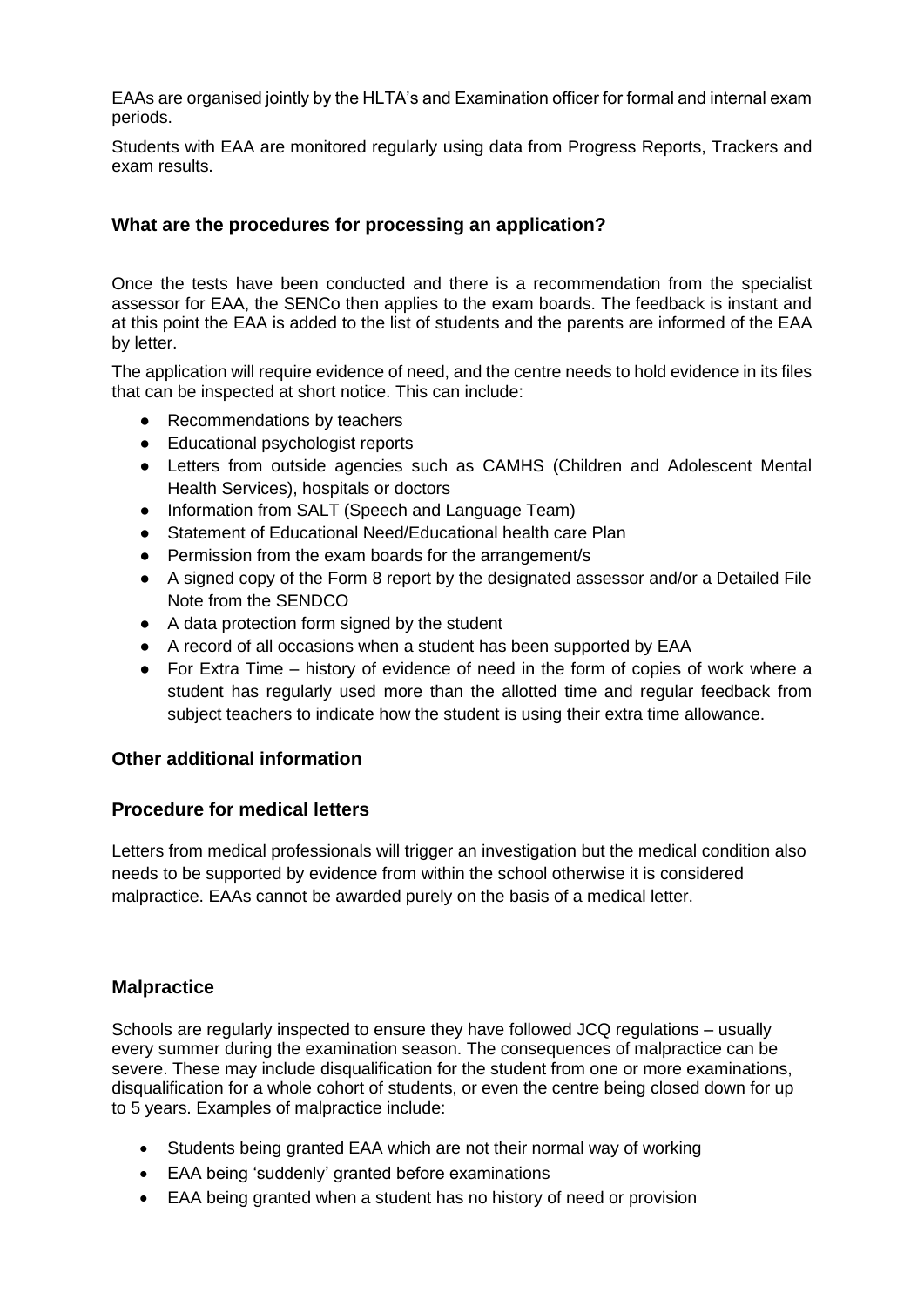EAAs are organised jointly by the HLTA's and Examination officer for formal and internal exam periods.

Students with EAA are monitored regularly using data from Progress Reports, Trackers and exam results.

### What are the procedures for processing an application?

Once the tests have been conducted and there is a recommendation from the specialist assessor for EAA, the SENCo then applies to the exam boards. The feedback is instant and at this point the EAA is added to the list of students and the parents are informed of the EAA by letter.

The application will require evidence of need, and the centre needs to hold evidence in its files that can be inspected at short notice. This can include:

- Recommendations by teachers
- Educational psychologist reports
- Letters from outside agencies such as CAMHS (Children and Adolescent Mental Health Services), hospitals or doctors
- Information from SALT (Speech and Language Team)
- Statement of Educational Need/Educational health care Plan
- Permission from the exam boards for the arrangement/s
- A signed copy of the Form 8 report by the designated assessor and/or a Detailed File Note from the SENDCO
- A data protection form signed by the student
- A record of all occasions when a student has been supported by EAA
- For Extra Time – history of evidence of need in the form of copies of work where a student has regularly used more than the allotted time and regular feedback from subject teachers to indicate how the student is using their extra time allowance.

### Other additional information

### Procedure for medical letters

Letters from medical professionals will trigger an investigation but the medical condition also needs to be supported by evidence from within the school otherwise it is considered malpractice. EAAs cannot be awarded purely on the basis of a medical letter.

### Malpractice

Schools are regularly inspected to ensure they have followed JCQ regulations – usually every summer during the examination season. The consequences of malpractice can be severe. These may include disqualification for the student from one or more examinations, disqualification for a whole cohort of students, or even the centre being closed down for up to 5 years. Examples of malpractice include:

- Students being granted EAA which are not their normal way of working
- EAA being 'suddenly' granted before examinations
- EAA being granted when a student has no history of need or provision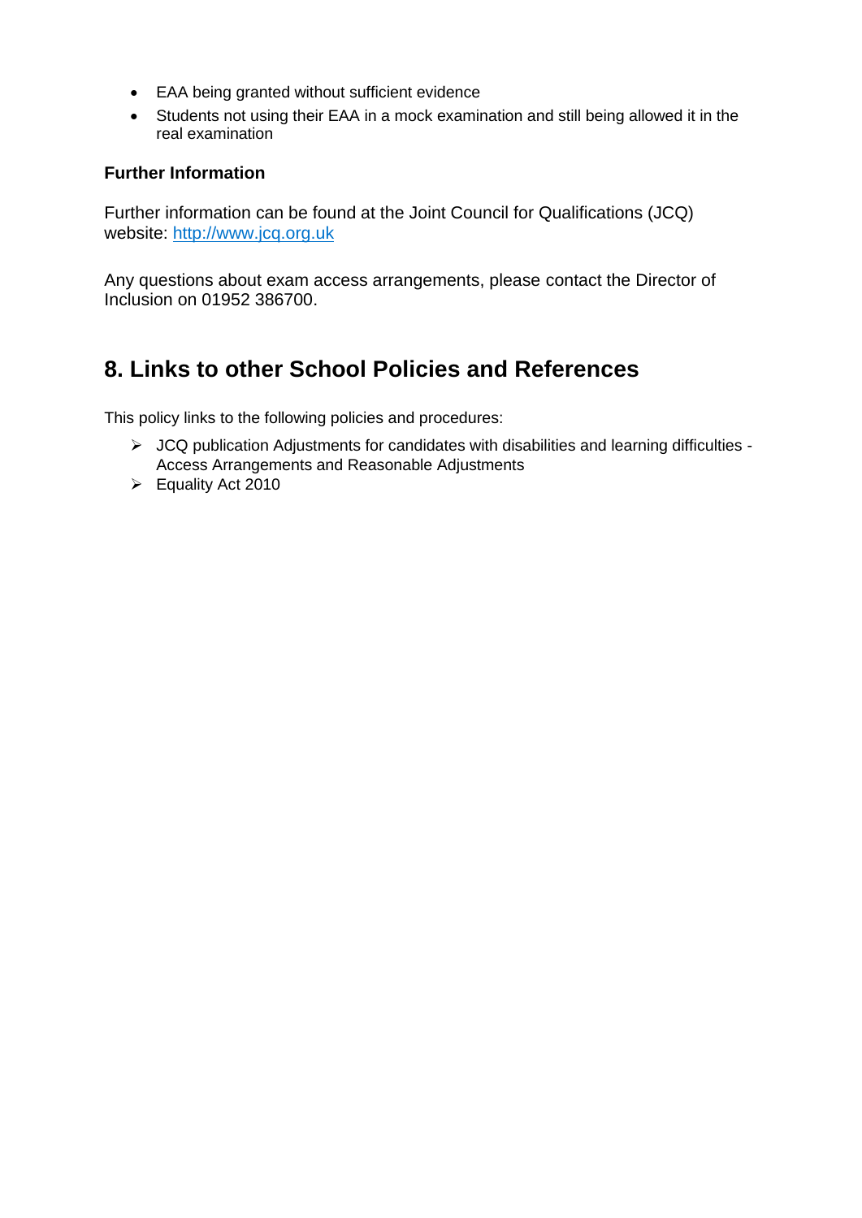- EAA being granted without sufficient evidence
- Students not using their EAA in a mock examination and still being allowed it in the real examination

**Further Information**

Further information can be found at the Joint Council for Qualifications (JCQ) website: http://www.jcq.org.uk

Any questions about exam access arrangements, please contact the Director of Inclusion on 01952 386700.

## 8. Links to other School Policies and References

This policy links to the following policies and procedures:

- JCQ publication Adjustments for candidates with disabilities and learning difficulties - Access Arrangements and Reasonable Adjustments
- Equality Act 2010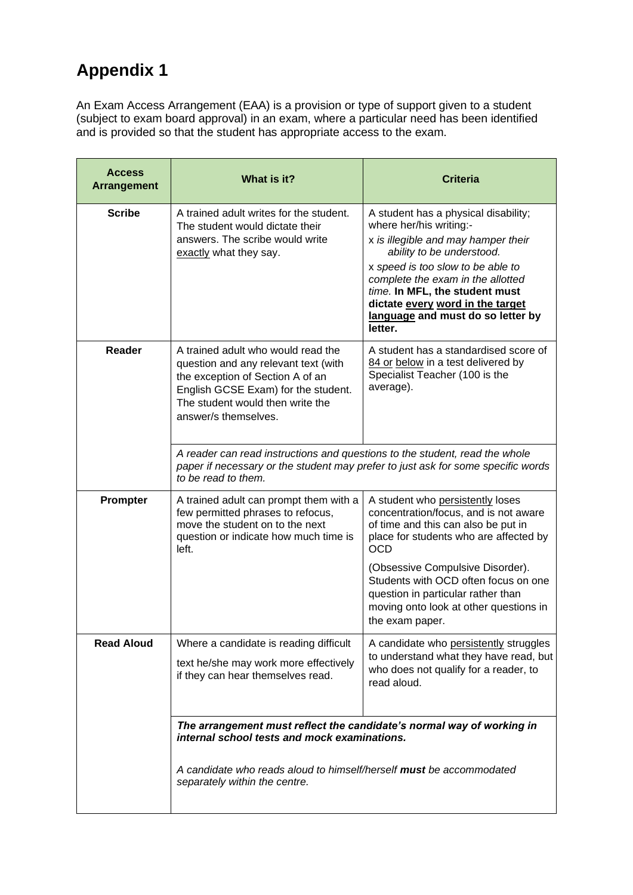# Appendix 1

An Exam Access Arrangement (EAA) is a provision or type of support given to a student (subject to exam board approval) in an exam, where a particular need has been identified and is provided so that the student has appropriate access to the exam.

| Access Arrangement | What is it? | Criteria |
|---|---|---|
| **Scribe** | A trained adult writes for the student. The student would dictate their answers. The scribe would write exactly what they say. | A student has a physical disability; where her/his writing:- <br> x *is illegible and may hamper their ability to be understood.* <br> x *speed is too slow to be able to complete the exam in the allotted time.* **In MFL, the student must dictate every word in the target language and must do so letter by letter.** |
| **Reader** | A trained adult who would read the question and any relevant text (with the exception of Section A of an English GCSE Exam) for the student. The student would then write the answer/s themselves. | A student has a standardised score of 84 or below in a test delivered by Specialist Teacher (100 is the average). |
| | *A reader can read instructions and questions to the student, read the whole paper if necessary or the student may prefer to just ask for some specific words to be read to them.* | |
| **Prompter** | A trained adult can prompt them with a few permitted phrases to refocus, move the student on to the next question or indicate how much time is left. | A student who persistently loses concentration/focus, and is not aware of time and this can also be put in place for students who are affected by OCD <br> (Obsessive Compulsive Disorder). Students with OCD often focus on one question in particular rather than moving onto look at other questions in the exam paper. |
| **Read Aloud** | Where a candidate is reading difficult text he/she may work more effectively if they can hear themselves read. | A candidate who persistently struggles to understand what they have read, but who does not qualify for a reader, to read aloud. |
| | ***The arrangement must reflect the candidate's normal way of working in internal school tests and mock examinations.*** <br> *A candidate who reads aloud to himself/herself* ***must*** *be accommodated separately within the centre.* | |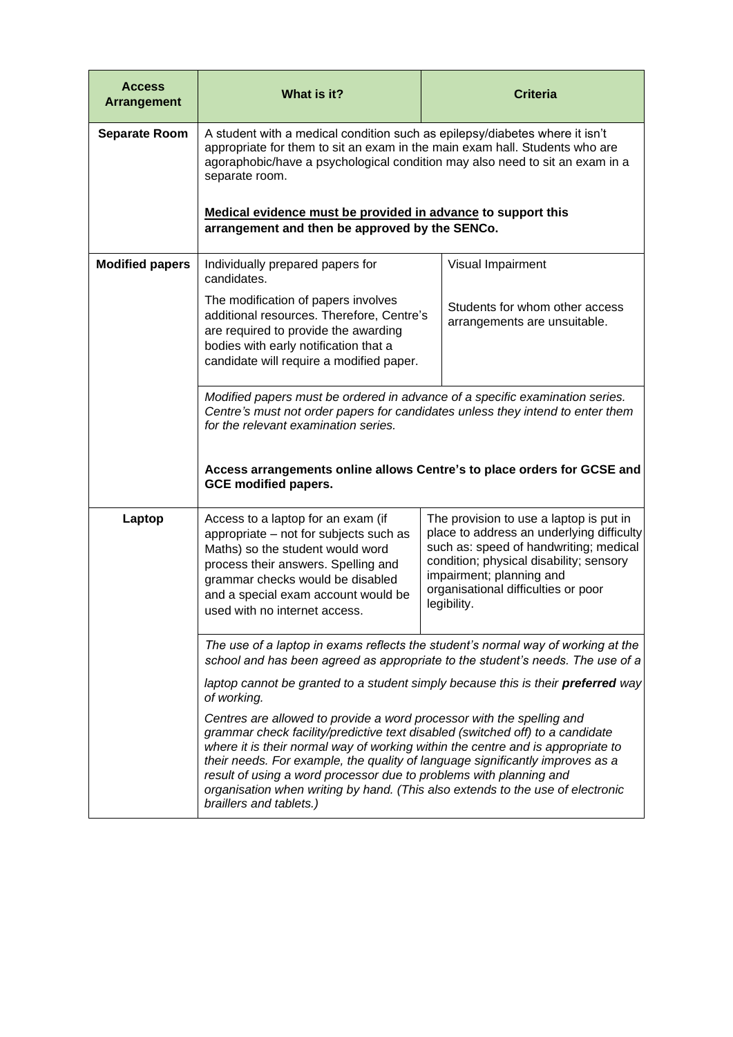| Access Arrangement | What is it? | Criteria |
|---|---|---|
| **Separate Room** | A student with a medical condition such as epilepsy/diabetes where it isn't appropriate for them to sit an exam in the main exam hall. Students who are agoraphobic/have a psychological condition may also need to sit an exam in a separate room.<br><br>**<u>Medical evidence must be provided in advance</u> to support this arrangement and then be approved by the SENCo.** | |
| **Modified papers** | Individually prepared papers for candidates.<br><br>The modification of papers involves additional resources. Therefore, Centre's are required to provide the awarding bodies with early notification that a candidate will require a modified paper. | Visual Impairment<br><br>Students for whom other access arrangements are unsuitable. |
| | *Modified papers must be ordered in advance of a specific examination series. Centre's must not order papers for candidates unless they intend to enter them for the relevant examination series.*<br><br>**Access arrangements online allows Centre's to place orders for GCSE and GCE modified papers.** | |
| **Laptop** | Access to a laptop for an exam (if appropriate – not for subjects such as Maths) so the student would word process their answers. Spelling and grammar checks would be disabled and a special exam account would be used with no internet access. | The provision to use a laptop is put in place to address an underlying difficulty such as: speed of handwriting; medical condition; physical disability; sensory impairment; planning and organisational difficulties or poor legibility. |
| | *The use of a laptop in exams reflects the student's normal way of working at the school and has been agreed as appropriate to the student's needs. The use of a laptop cannot be granted to a student simply because this is their **preferred** way of working.*<br><br>*Centres are allowed to provide a word processor with the spelling and grammar check facility/predictive text disabled (switched off) to a candidate where it is their normal way of working within the centre and is appropriate to their needs. For example, the quality of language significantly improves as a result of using a word processor due to problems with planning and organisation when writing by hand. (This also extends to the use of electronic braillers and tablets.)* | |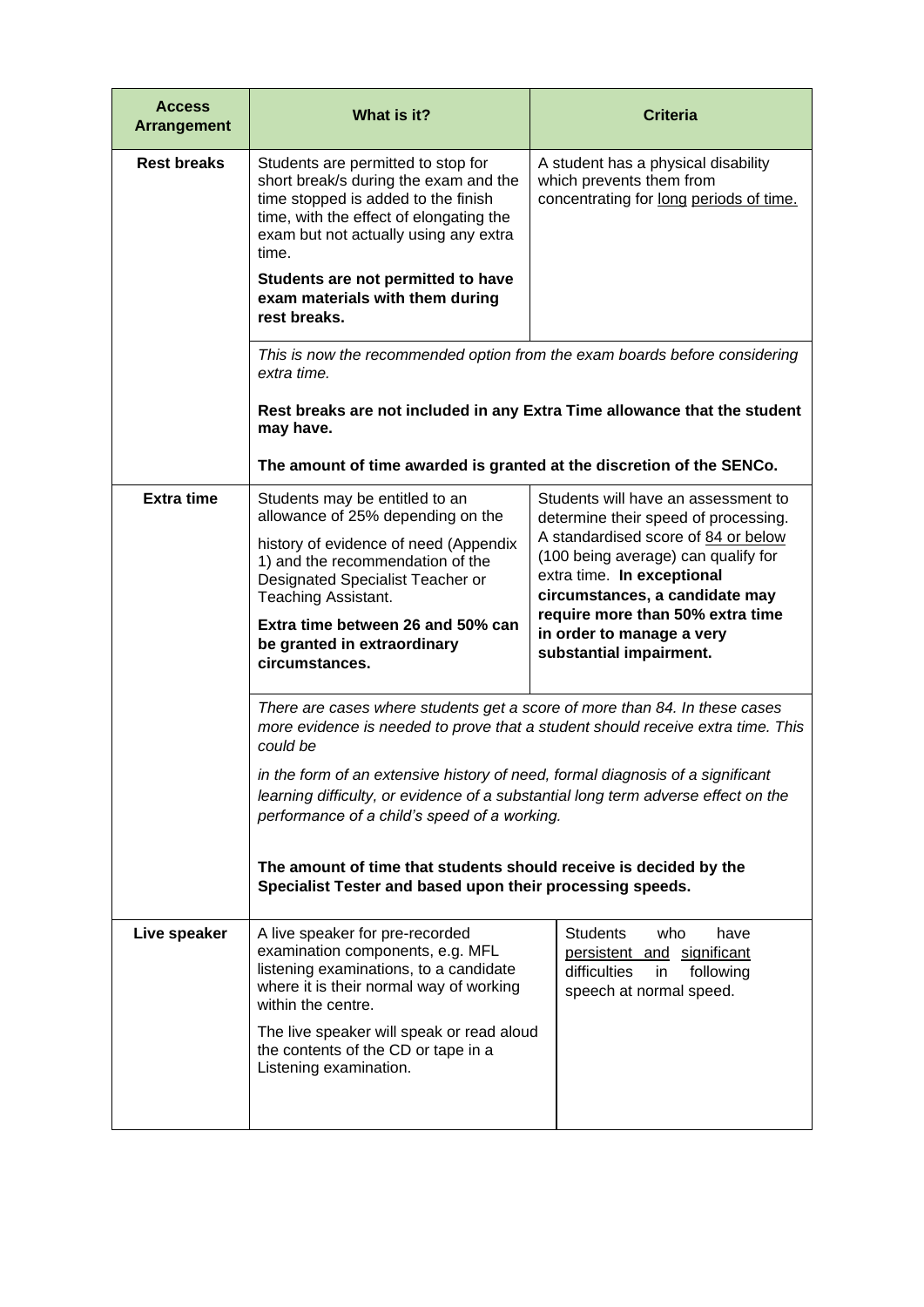| Access Arrangement | What is it? | Criteria |
| --- | --- | --- |
| **Rest breaks** | Students are permitted to stop for short break/s during the exam and the time stopped is added to the finish time, with the effect of elongating the exam but not actually using any extra time.<br><br>**Students are not permitted to have exam materials with them during rest breaks.** | A student has a physical disability which prevents them from concentrating for long periods of time. |
| | *This is now the recommended option from the exam boards before considering extra time.*<br><br>**Rest breaks are not included in any Extra Time allowance that the student may have.**<br><br>**The amount of time awarded is granted at the discretion of the SENCo.** | |
| **Extra time** | Students may be entitled to an allowance of 25% depending on the history of evidence of need (Appendix 1) and the recommendation of the Designated Specialist Teacher or Teaching Assistant.<br><br>**Extra time between 26 and 50% can be granted in extraordinary circumstances.** | Students will have an assessment to determine their speed of processing. A standardised score of 84 or below (100 being average) can qualify for extra time. **In exceptional circumstances, a candidate may require more than 50% extra time in order to manage a very substantial impairment.** |
| | *There are cases where students get a score of more than 84. In these cases more evidence is needed to prove that a student should receive extra time. This could be in the form of an extensive history of need, formal diagnosis of a significant learning difficulty, or evidence of a substantial long term adverse effect on the performance of a child's speed of a working.*<br><br>**The amount of time that students should receive is decided by the Specialist Tester and based upon their processing speeds.** | |
| **Live speaker** | A live speaker for pre-recorded examination components, e.g. MFL listening examinations, to a candidate where it is their normal way of working within the centre.<br><br>The live speaker will speak or read aloud the contents of the CD or tape in a Listening examination. | Students who have persistent and significant difficulties in following speech at normal speed. |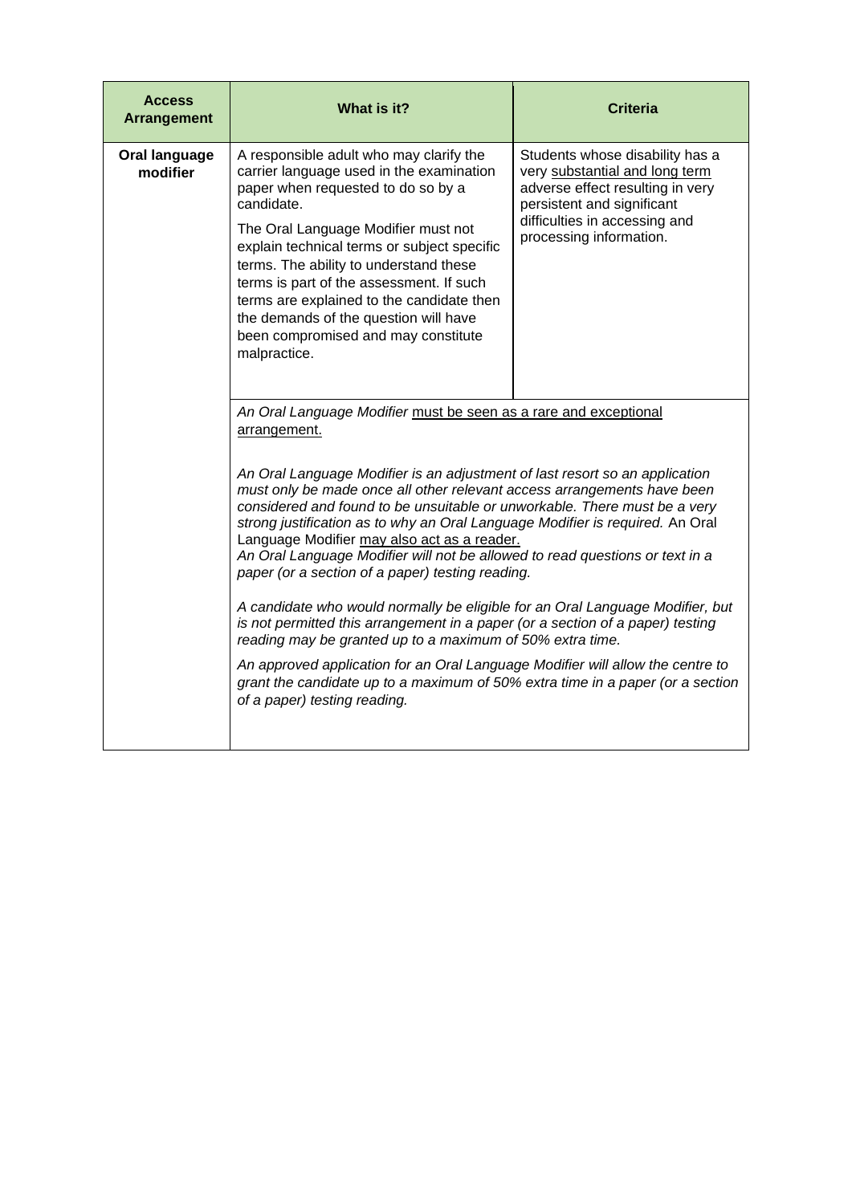| Access Arrangement | What is it? | Criteria |
|---|---|---|
| **Oral language modifier** | A responsible adult who may clarify the carrier language used in the examination paper when requested to do so by a candidate.<br><br>The Oral Language Modifier must not explain technical terms or subject specific terms. The ability to understand these terms is part of the assessment. If such terms are explained to the candidate then the demands of the question will have been compromised and may constitute malpractice. | Students whose disability has a very substantial and long term adverse effect resulting in very persistent and significant difficulties in accessing and processing information. |
| | *An Oral Language Modifier must be seen as a rare and exceptional arrangement.*<br><br>*An Oral Language Modifier is an adjustment of last resort so an application must only be made once all other relevant access arrangements have been considered and found to be unsuitable or unworkable. There must be a very strong justification as to why an Oral Language Modifier is required.* An Oral Language Modifier may also act as a reader.<br>*An Oral Language Modifier will not be allowed to read questions or text in a paper (or a section of a paper) testing reading.*<br><br>*A candidate who would normally be eligible for an Oral Language Modifier, but is not permitted this arrangement in a paper (or a section of a paper) testing reading may be granted up to a maximum of 50% extra time.*<br><br>*An approved application for an Oral Language Modifier will allow the centre to grant the candidate up to a maximum of 50% extra time in a paper (or a section of a paper) testing reading.* | |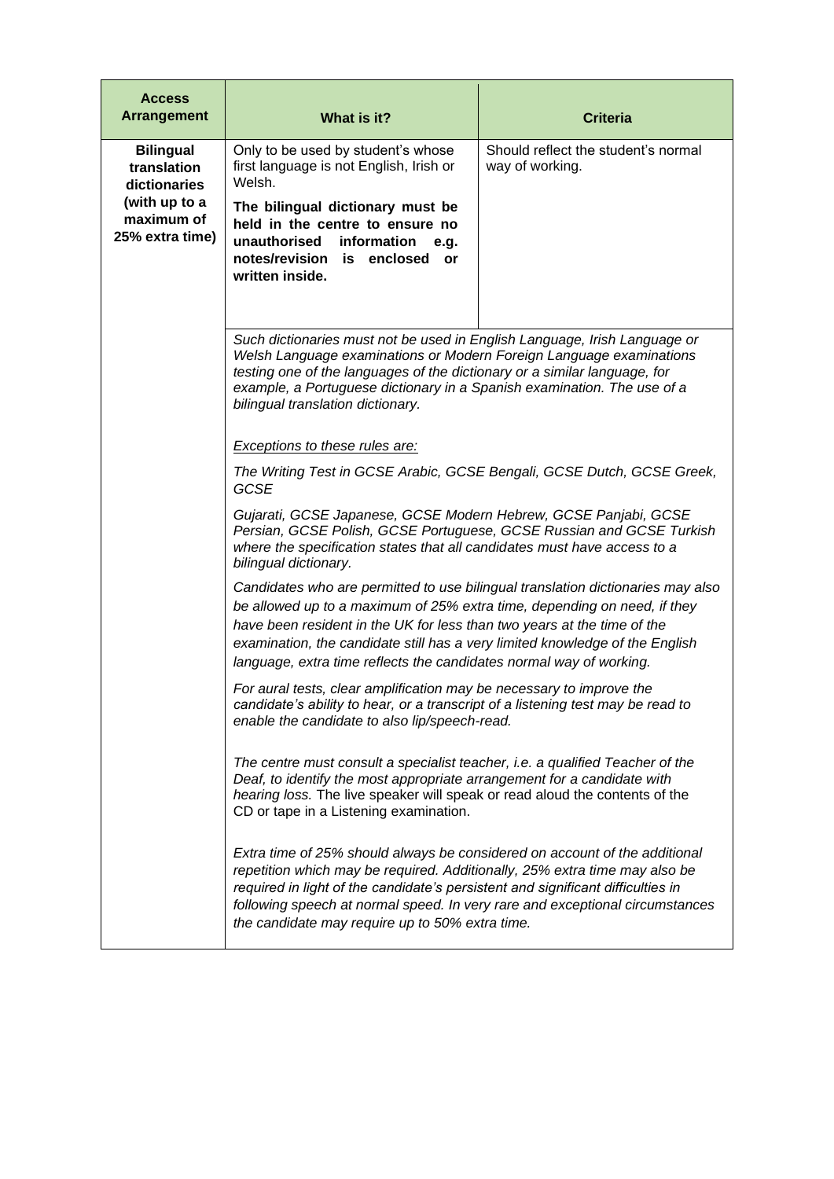| Access Arrangement | What is it? | Criteria |
|---|---|---|
| **Bilingual translation dictionaries (with up to a maximum of 25% extra time)** | Only to be used by student's whose first language is not English, Irish or Welsh.<br><br>**The bilingual dictionary must be held in the centre to ensure no unauthorised information e.g. notes/revision is enclosed or written inside.** | Should reflect the student's normal way of working. |
| | *Such dictionaries must not be used in English Language, Irish Language or Welsh Language examinations or Modern Foreign Language examinations testing one of the languages of the dictionary or a similar language, for example, a Portuguese dictionary in a Spanish examination. The use of a bilingual translation dictionary.*<br><br>*<u>Exceptions to these rules are:</u>*<br><br>*The Writing Test in GCSE Arabic, GCSE Bengali, GCSE Dutch, GCSE Greek, GCSE*<br><br>*Gujarati, GCSE Japanese, GCSE Modern Hebrew, GCSE Panjabi, GCSE Persian, GCSE Polish, GCSE Portuguese, GCSE Russian and GCSE Turkish where the specification states that all candidates must have access to a bilingual dictionary.*<br><br>*Candidates who are permitted to use bilingual translation dictionaries may also be allowed up to a maximum of 25% extra time, depending on need, if they have been resident in the UK for less than two years at the time of the examination, the candidate still has a very limited knowledge of the English language, extra time reflects the candidates normal way of working.*<br><br>*For aural tests, clear amplification may be necessary to improve the candidate's ability to hear, or a transcript of a listening test may be read to enable the candidate to also lip/speech-read.*<br><br>*The centre must consult a specialist teacher, i.e. a qualified Teacher of the Deaf, to identify the most appropriate arrangement for a candidate with hearing loss.* The live speaker will speak or read aloud the contents of the CD or tape in a Listening examination.<br><br>*Extra time of 25% should always be considered on account of the additional repetition which may be required. Additionally, 25% extra time may also be required in light of the candidate's persistent and significant difficulties in following speech at normal speed. In very rare and exceptional circumstances the candidate may require up to 50% extra time.* | |